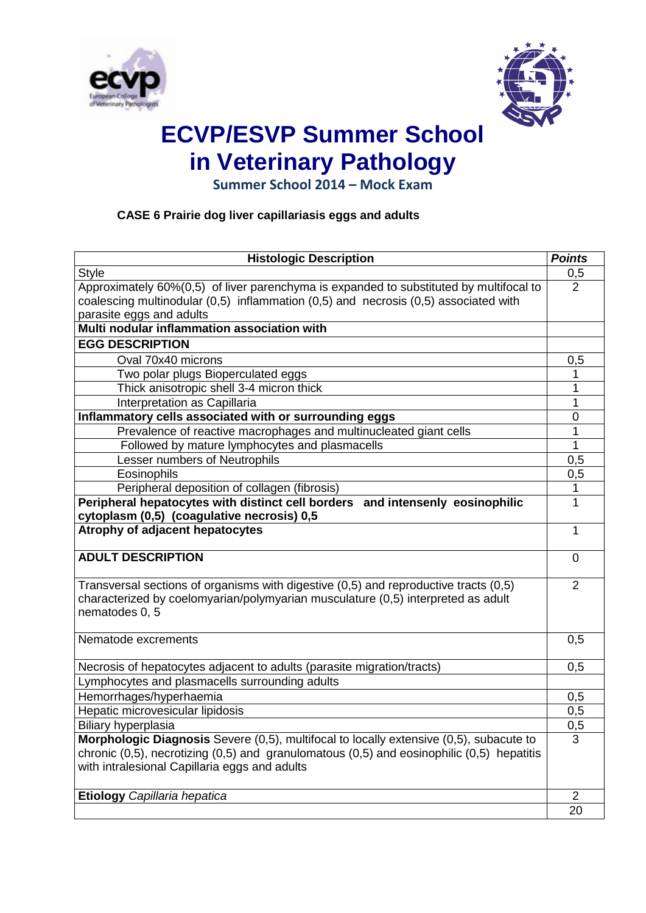# ECVP/ESVP Summer School in Veterinary Pathology

## Summer School 2014 – Mock Exam

**CASE 6 Prairie dog liver capillariasis eggs and adults**

| **Histologic Description** | ***Points*** |
|---|---|
| Style | 0,5 |
| Approximately 60%(0,5) of liver parenchyma is expanded to substituted by multifocal to coalescing multinodular (0,5) inflammation (0,5) and necrosis (0,5) associated with parasite eggs and adults | 2 |
| **Multi nodular inflammation association with** | |
| **EGG DESCRIPTION** | |
| Oval 70x40 microns | 0,5 |
| Two polar plugs Bioperculated eggs | 1 |
| Thick anisotropic shell 3-4 micron thick | 1 |
| Interpretation as Capillaria | 1 |
| **Inflammatory cells associated with or surrounding eggs** | 0 |
| Prevalence of reactive macrophages and multinucleated giant cells | 1 |
| Followed by mature lymphocytes and plasmacells | 1 |
| Lesser numbers of Neutrophils | 0,5 |
| Eosinophils | 0,5 |
| Peripheral deposition of collagen (fibrosis) | 1 |
| **Peripheral hepatocytes with distinct cell borders and intensenly eosinophilic cytoplasm (0,5) (coagulative necrosis) 0,5** | 1 |
| **Atrophy of adjacent hepatocytes** | 1 |
| **ADULT DESCRIPTION** | 0 |
| Transversal sections of organisms with digestive (0,5) and reproductive tracts (0,5) characterized by coelomyarian/polymyarian musculature (0,5) interpreted as adult nematodes 0, 5 | 2 |
| Nematode excrements | 0,5 |
| Necrosis of hepatocytes adjacent to adults (parasite migration/tracts) | 0,5 |
| Lymphocytes and plasmacells surrounding adults | |
| Hemorrhages/hyperhaemia | 0,5 |
| Hepatic microvesicular lipidosis | 0,5 |
| Biliary hyperplasia | 0,5 |
| **Morphologic Diagnosis** Severe (0,5), multifocal to locally extensive (0,5), subacute to chronic (0,5), necrotizing (0,5) and granulomatous (0,5) and eosinophilic (0,5) hepatitis with intralesional Capillaria eggs and adults | 3 |
| **Etiology** *Capillaria hepatica* | 2 |
| | 20 |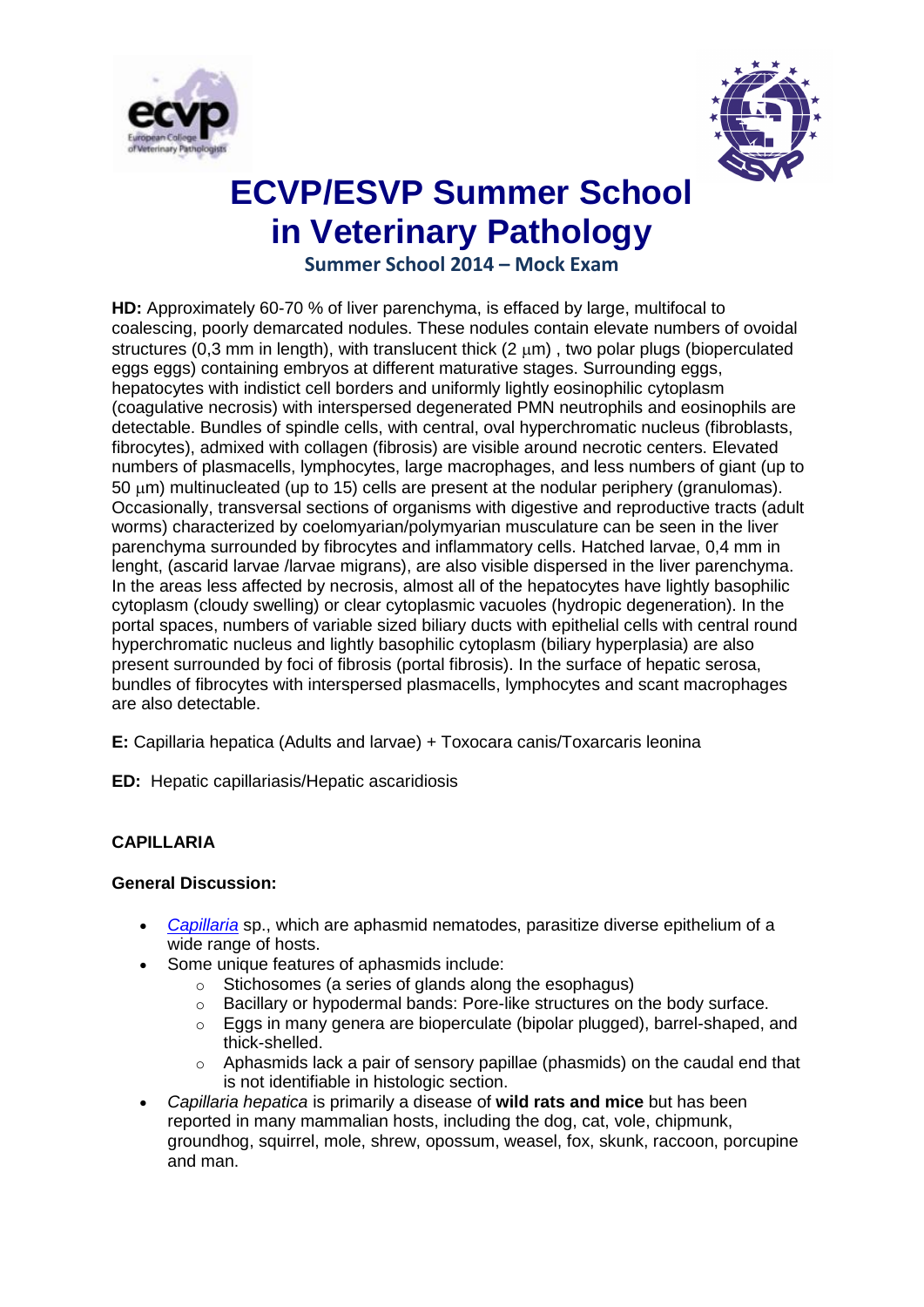# ECVP/ESVP Summer School in Veterinary Pathology

**Summer School 2014 – Mock Exam**

**HD:** Approximately 60-70 % of liver parenchyma, is effaced by large, multifocal to coalescing, poorly demarcated nodules. These nodules contain elevate numbers of ovoidal structures (0,3 mm in length), with translucent thick (2 μm) , two polar plugs (bioperculated eggs eggs) containing embryos at different maturative stages. Surrounding eggs, hepatocytes with indistict cell borders and uniformly lightly eosinophilic cytoplasm (coagulative necrosis) with interspersed degenerated PMN neutrophils and eosinophils are detectable. Bundles of spindle cells, with central, oval hyperchromatic nucleus (fibroblasts, fibrocytes), admixed with collagen (fibrosis) are visible around necrotic centers. Elevated numbers of plasmacells, lymphocytes, large macrophages, and less numbers of giant (up to 50 μm) multinucleated (up to 15) cells are present at the nodular periphery (granulomas). Occasionally, transversal sections of organisms with digestive and reproductive tracts (adult worms) characterized by coelomyarian/polymyarian musculature can be seen in the liver parenchyma surrounded by fibrocytes and inflammatory cells. Hatched larvae, 0,4 mm in lenght, (ascarid larvae /larvae migrans), are also visible dispersed in the liver parenchyma. In the areas less affected by necrosis, almost all of the hepatocytes have lightly basophilic cytoplasm (cloudy swelling) or clear cytoplasmic vacuoles (hydropic degeneration). In the portal spaces, numbers of variable sized biliary ducts with epithelial cells with central round hyperchromatic nucleus and lightly basophilic cytoplasm (biliary hyperplasia) are also present surrounded by foci of fibrosis (portal fibrosis). In the surface of hepatic serosa, bundles of fibrocytes with interspersed plasmacells, lymphocytes and scant macrophages are also detectable.

**E:** Capillaria hepatica (Adults and larvae) + Toxocara canis/Toxarcaris leonina

**ED:** Hepatic capillariasis/Hepatic ascaridiosis

## CAPILLARIA

### General Discussion:

- *Capillaria* sp., which are aphasmid nematodes, parasitize diverse epithelium of a wide range of hosts.
- Some unique features of aphasmids include:
  - Stichosomes (a series of glands along the esophagus)
  - Bacillary or hypodermal bands: Pore-like structures on the body surface.
  - Eggs in many genera are biopercula te (bipolar plugged), barrel-shaped, and thick-shelled.
  - Aphasmids lack a pair of sensory papillae (phasmids) on the caudal end that is not identifiable in histologic section.
- *Capillaria hepatica* is primarily a disease of **wild rats and mice** but has been reported in many mammalian hosts, including the dog, cat, vole, chipmunk, groundhog, squirrel, mole, shrew, opossum, weasel, fox, skunk, raccoon, porcupine and man.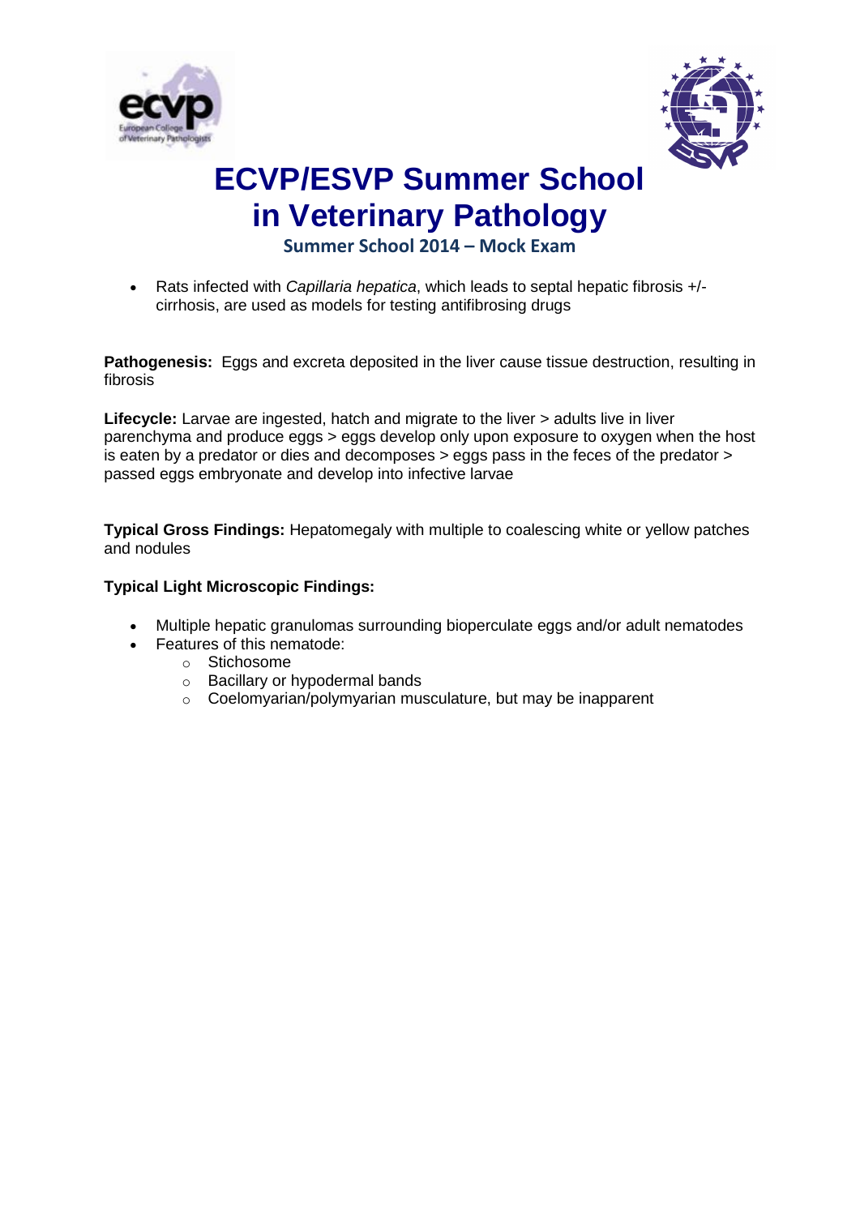# ECVP/ESVP Summer School in Veterinary Pathology

## Summer School 2014 – Mock Exam

- Rats infected with *Capillaria hepatica*, which leads to septal hepatic fibrosis +/- cirrhosis, are used as models for testing antifibrosing drugs

**Pathogenesis:** Eggs and excreta deposited in the liver cause tissue destruction, resulting in fibrosis

**Lifecycle:** Larvae are ingested, hatch and migrate to the liver > adults live in liver parenchyma and produce eggs > eggs develop only upon exposure to oxygen when the host is eaten by a predator or dies and decomposes > eggs pass in the feces of the predator > passed eggs embryonate and develop into infective larvae

**Typical Gross Findings:** Hepatomegaly with multiple to coalescing white or yellow patches and nodules

**Typical Light Microscopic Findings:**

- Multiple hepatic granulomas surrounding bioperculate eggs and/or adult nematodes
- Features of this nematode:
  - Stichosome
  - Bacillary or hypodermal bands
  - Coelomyarian/polymyarian musculature, but may be inapparent